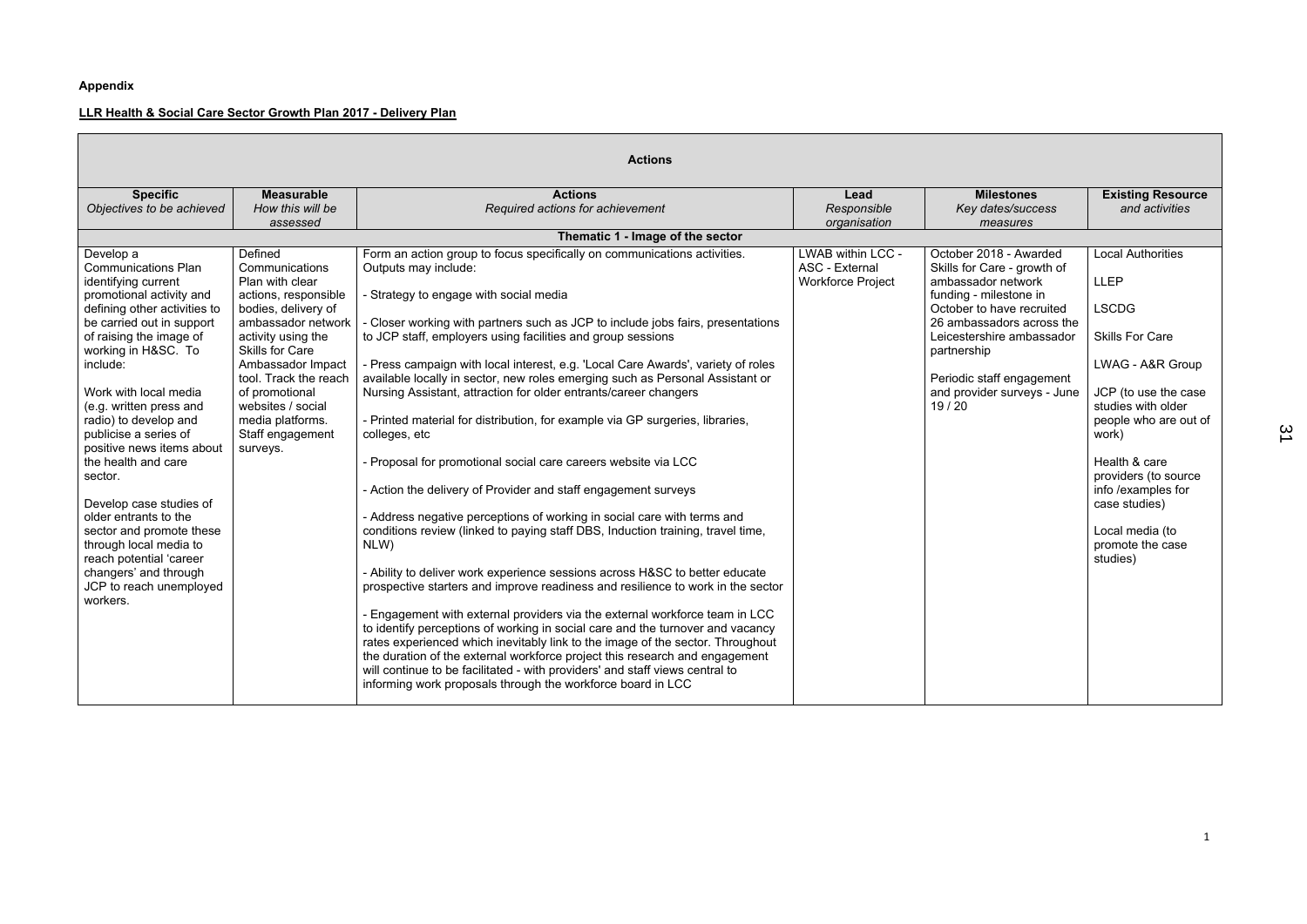**Appendix**

**LLR Health & Social Care Sector Growth Plan 2017 - Delivery Plan**

| **Actions** | | | | | |
|---|---|---|---|---|---|
| **Specific** *Objectives to be achieved* | **Measurable** *How this will be assessed* | **Actions** *Required actions for achievement* | **Lead** *Responsible organisation* | **Milestones** *Key dates/success measures* | **Existing Resource** *and activities* |
| **Thematic 1 - Image of the sector** | | | | | |
| Develop a Communications Plan identifying current promotional activity and defining other activities to be carried out in support of raising the image of working in H&SC. To include:<br><br>Work with local media (e.g. written press and radio) to develop and publicise a series of positive news items about the health and care sector.<br><br>Develop case studies of older entrants to the sector and promote these through local media to reach potential 'career changers' and through JCP to reach unemployed workers. | Defined Communications Plan with clear actions, responsible bodies, delivery of ambassador network activity using the Skills for Care Ambassador Impact tool. Track the reach of promotional websites / social media platforms. Staff engagement surveys. | Form an action group to focus specifically on communications activities. Outputs may include:<br><br>- Strategy to engage with social media<br><br>- Closer working with partners such as JCP to include jobs fairs, presentations to JCP staff, employers using facilities and group sessions<br><br>- Press campaign with local interest, e.g. 'Local Care Awards', variety of roles available locally in sector, new roles emerging such as Personal Assistant or Nursing Assistant, attraction for older entrants/career changers<br><br>- Printed material for distribution, for example via GP surgeries, libraries, colleges, etc<br><br>- Proposal for promotional social care careers website via LCC<br><br>- Action the delivery of Provider and staff engagement surveys<br><br>- Address negative perceptions of working in social care with terms and conditions review (linked to paying staff DBS, Induction training, travel time, NLW)<br><br>- Ability to deliver work experience sessions across H&SC to better educate prospective starters and improve readiness and resilience to work in the sector<br><br>- Engagement with external providers via the external workforce team in LCC to identify perceptions of working in social care and the turnover and vacancy rates experienced which inevitably link to the image of the sector. Throughout the duration of the external workforce project this research and engagement will continue to be facilitated - with providers' and staff views central to informing work proposals through the workforce board in LCC | LWAB within LCC - ASC - External Workforce Project | October 2018 - Awarded Skills for Care - growth of ambassador network funding - milestone in October to have recruited 26 ambassadors across the Leicestershire ambassador partnership<br><br>Periodic staff engagement and provider surveys - June 19 / 20 | Local Authorities<br><br>LLEP<br><br>LSCDG<br><br>Skills For Care<br><br>LWAG - A&R Group<br><br>JCP (to use the case studies with older people who are out of work)<br><br>Health & care providers (to source info /examples for case studies)<br><br>Local media (to promote the case studies) |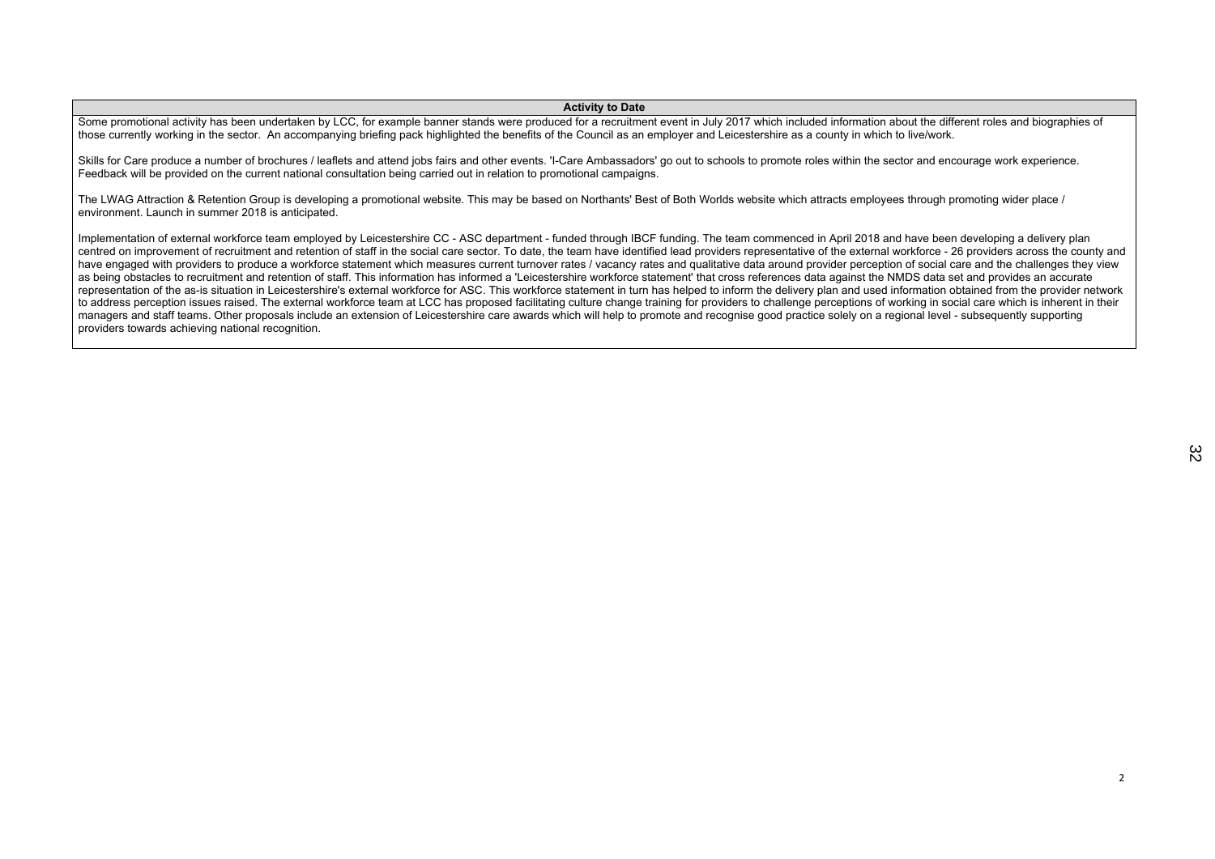| Activity to Date |
| --- |
| Some promotional activity has been undertaken by LCC, for example banner stands were produced for a recruitment event in July 2017 which included information about the different roles and biographies of those currently working in the sector. An accompanying briefing pack highlighted the benefits of the Council as an employer and Leicestershire as a county in which to live/work.<br><br>Skills for Care produce a number of brochures / leaflets and attend jobs fairs and other events. 'I-Care Ambassadors' go out to schools to promote roles within the sector and encourage work experience. Feedback will be provided on the current national consultation being carried out in relation to promotional campaigns.<br><br>The LWAG Attraction & Retention Group is developing a promotional website. This may be based on Northants' Best of Both Worlds website which attracts employees through promoting wider place / environment. Launch in summer 2018 is anticipated.<br><br>Implementation of external workforce team employed by Leicestershire CC - ASC department - funded through IBCF funding. The team commenced in April 2018 and have been developing a delivery plan centred on improvement of recruitment and retention of staff in the social care sector. To date, the team have identified lead providers representative of the external workforce - 26 providers across the county and have engaged with providers to produce a workforce statement which measures current turnover rates / vacancy rates and qualitative data around provider perception of social care and the challenges they view as being obstacles to recruitment and retention of staff. This information has informed a 'Leicestershire workforce statement' that cross references data against the NMDS data set and provides an accurate representation of the as-is situation in Leicestershire's external workforce for ASC. This workforce statement in turn has helped to inform the delivery plan and used information obtained from the provider network to address perception issues raised. The external workforce team at LCC has proposed facilitating culture change training for providers to challenge perceptions of working in social care which is inherent in their managers and staff teams. Other proposals include an extension of Leicestershire care awards which will help to promote and recognise good practice solely on a regional level - subsequently supporting providers towards achieving national recognition. |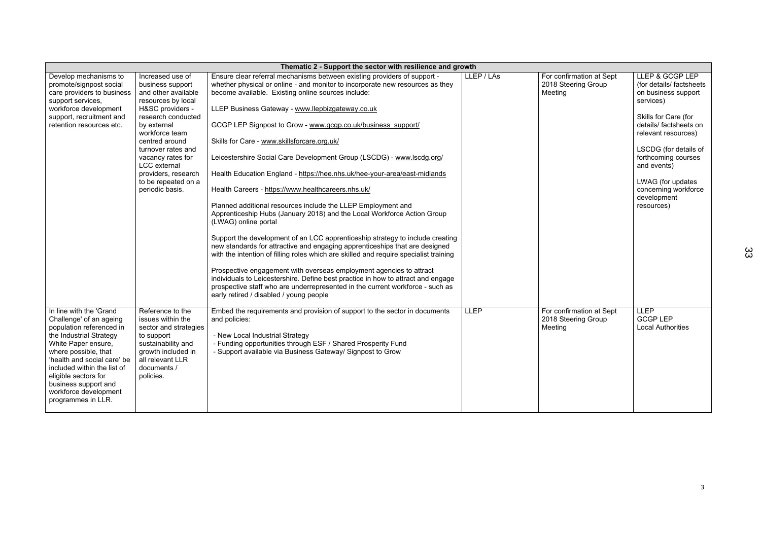| Thematic 2 - Support the sector with resilience and growth | | | | | |
|---|---|---|---|---|---|
| Develop mechanisms to promote/signpost social care providers to business support services, workforce development support, recruitment and retention resources etc. | Increased use of business support and other available resources by local H&SC providers - research conducted by external workforce team centred around turnover rates and vacancy rates for LCC external providers, research to be repeated on a periodic basis. | Ensure clear referral mechanisms between existing providers of support - whether physical or online - and monitor to incorporate new resources as they become available. Existing online sources include:<br><br>LLEP Business Gateway - www.llepbizgateway.co.uk<br><br>GCGP LEP Signpost to Grow - www.gcgp.co.uk/business_support/<br><br>Skills for Care - www.skillsforcare.org.uk/<br><br>Leicestershire Social Care Development Group (LSCDG) - www.lscdg.org/<br><br>Health Education England - https://hee.nhs.uk/hee-your-area/east-midlands<br><br>Health Careers - https://www.healthcareers.nhs.uk/<br><br>Planned additional resources include the LLEP Employment and Apprenticeship Hubs (January 2018) and the Local Workforce Action Group (LWAG) online portal<br><br>Support the development of an LCC apprenticeship strategy to include creating new standards for attractive and engaging apprenticeships that are designed with the intention of filling roles which are skilled and require specialist training<br><br>Prospective engagement with overseas employment agencies to attract individuals to Leicestershire. Define best practice in how to attract and engage prospective staff who are underrepresented in the current workforce - such as early retired / disabled / young people | LLEP / LAs | For confirmation at Sept 2018 Steering Group Meeting | LLEP & GCGP LEP (for details/ factsheets on business support services)<br><br>Skills for Care (for details/ factsheets on relevant resources)<br><br>LSCDG (for details of forthcoming courses and events)<br><br>LWAG (for updates concerning workforce development resources) |
| In line with the 'Grand Challenge' of an ageing population referenced in the Industrial Strategy White Paper ensure, where possible, that 'health and social care' be included within the list of eligible sectors for business support and workforce development programmes in LLR. | Reference to the issues within the sector and strategies to support sustainability and growth included in all relevant LLR documents / policies. | Embed the requirements and provision of support to the sector in documents and policies:<br><br>- New Local Industrial Strategy<br>- Funding opportunities through ESF / Shared Prosperity Fund<br>- Support available via Business Gateway/ Signpost to Grow | LLEP | For confirmation at Sept 2018 Steering Group Meeting | LLEP<br>GCGP LEP<br>Local Authorities |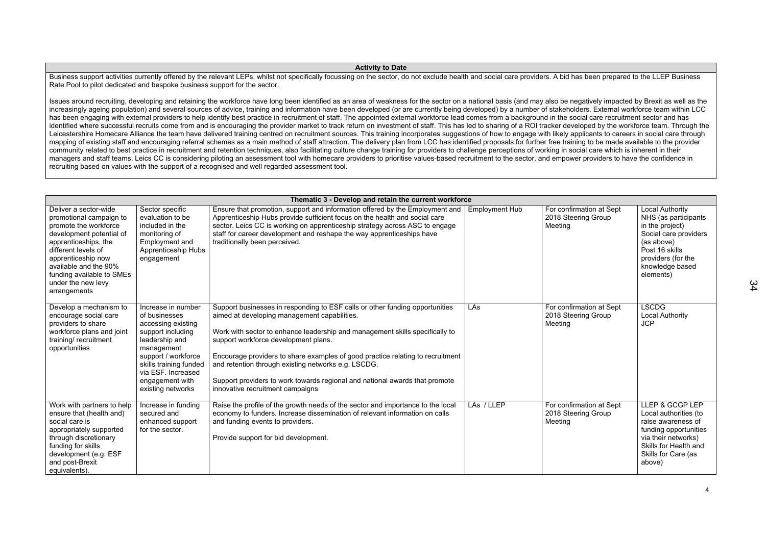| Activity to Date |
|---|
| Business support activities currently offered by the relevant LEPs, whilst not specifically focussing on the sector, do not exclude health and social care providers. A bid has been prepared to the LLEP Business Rate Pool to pilot dedicated and bespoke business support for the sector.<br><br>Issues around recruiting, developing and retaining the workforce have long been identified as an area of weakness for the sector on a national basis (and may also be negatively impacted by Brexit as well as the increasingly ageing population) and several sources of advice, training and information have been developed (or are currently being developed) by a number of stakeholders. External workforce team within LCC has been engaging with external providers to help identify best practice in recruitment of staff. The appointed external workforce lead comes from a background in the social care recruitment sector and has identified where successful recruits come from and is encouraging the provider market to track return on investment of staff. This has led to sharing of a ROI tracker developed by the workforce team. Through the Leicestershire Homecare Alliance the team have delivered training centred on recruitment sources. This training incorporates suggestions of how to engage with likely applicants to careers in social care through mapping of existing staff and encouraging referral schemes as a main method of staff attraction. The delivery plan from LCC has identified proposals for further free training to be made available to the provider community related to best practice in recruitment and retention techniques, also facilitating culture change training for providers to challenge perceptions of working in social care which is inherent in their managers and staff teams. Leics CC is considering piloting an assessment tool with homecare providers to prioritise values-based recruitment to the sector, and empower providers to have the confidence in recruiting based on values with the support of a recognised and well regarded assessment tool. |

| Thematic 3 - Develop and retain the current workforce | | | | | |
|---|---|---|---|---|---|
| Deliver a sector-wide promotional campaign to promote the workforce development potential of apprenticeships, the different levels of apprenticeship now available and the 90% funding available to SMEs under the new levy arrangements | Sector specific evaluation to be included in the monitoring of Employment and Apprenticeship Hubs engagement | Ensure that promotion, support and information offered by the Employment and Apprenticeship Hubs provide sufficient focus on the health and social care sector. Leics CC is working on apprenticeship strategy across ASC to engage staff for career development and reshape the way apprenticeships have traditionally been perceived. | Employment Hub | For confirmation at Sept 2018 Steering Group Meeting | Local Authority<br>NHS (as participants in the project)<br>Social care providers (as above)<br>Post 16 skills providers (for the knowledge based elements) |
| Develop a mechanism to encourage social care providers to share workforce plans and joint training/ recruitment opportunities | Increase in number of businesses accessing existing support including leadership and management support / workforce skills training funded via ESF. Increased engagement with existing networks | Support businesses in responding to ESF calls or other funding opportunities aimed at developing management capabilities.<br><br>Work with sector to enhance leadership and management skills specifically to support workforce development plans.<br><br>Encourage providers to share examples of good practice relating to recruitment and retention through existing networks e.g. LSCDG.<br><br>Support providers to work towards regional and national awards that promote innovative recruitment campaigns | LAs | For confirmation at Sept 2018 Steering Group Meeting | LSCDG<br>Local Authority<br>JCP |
| Work with partners to help ensure that (health and) social care is appropriately supported through discretionary funding for skills development (e.g. ESF and post-Brexit equivalents). | Increase in funding secured and enhanced support for the sector. | Raise the profile of the growth needs of the sector and importance to the local economy to funders. Increase dissemination of relevant information on calls and funding events to providers.<br><br>Provide support for bid development. | LAs / LLEP | For confirmation at Sept 2018 Steering Group Meeting | LLEP & GCGP LEP<br>Local authorities (to raise awareness of funding opportunities via their networks)<br>Skills for Health and Skills for Care (as above) |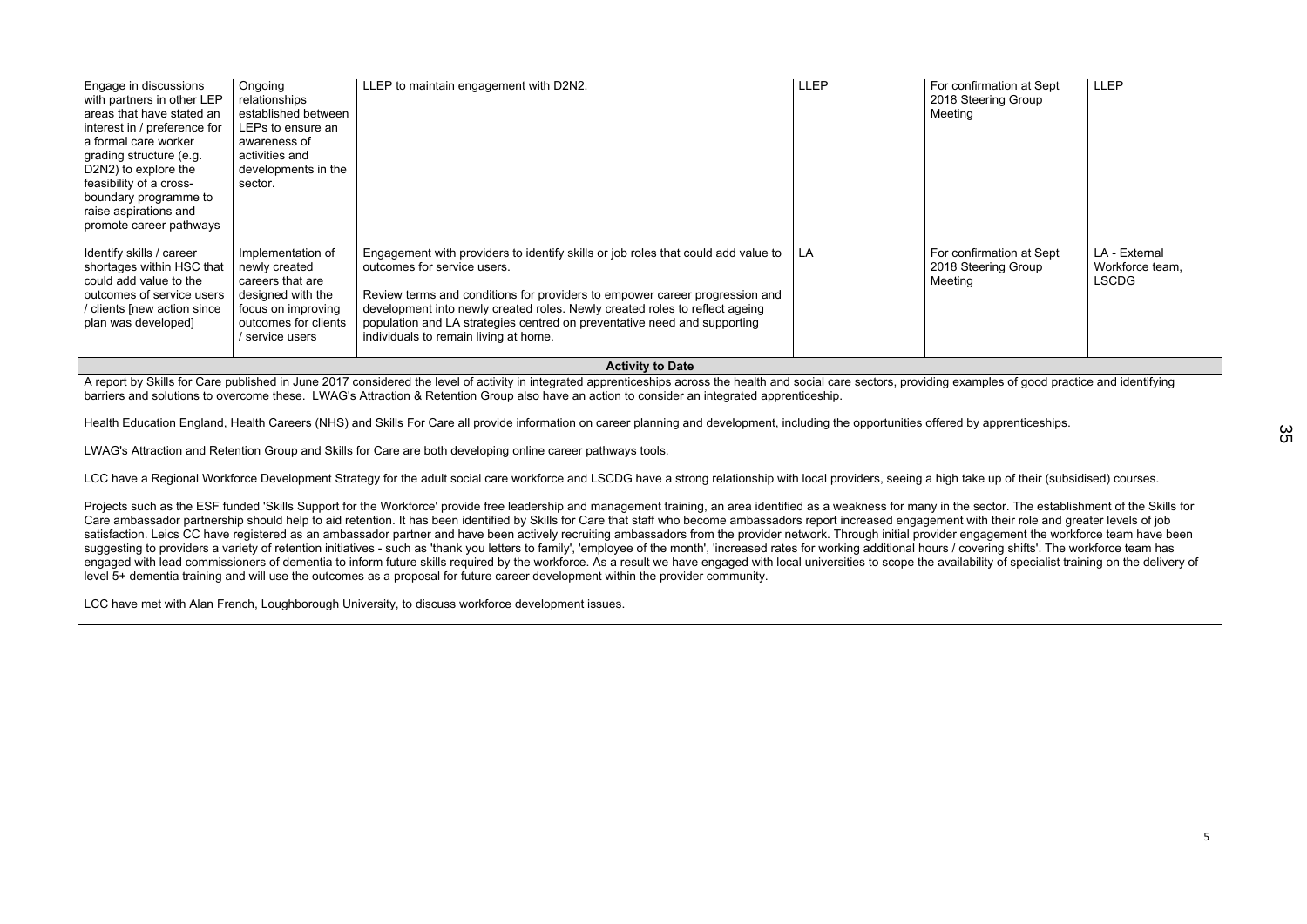| | | | | | |
|---|---|---|---|---|---|
| Engage in discussions with partners in other LEP areas that have stated an interest in / preference for a formal care worker grading structure (e.g. D2N2) to explore the feasibility of a cross-boundary programme to raise aspirations and promote career pathways | Ongoing relationships established between LEPs to ensure an awareness of activities and developments in the sector. | LLEP to maintain engagement with D2N2. | LLEP | For confirmation at Sept 2018 Steering Group Meeting | LLEP |
| Identify skills / career shortages within HSC that could add value to the outcomes of service users / clients [new action since plan was developed] | Implementation of newly created careers that are designed with the focus on improving outcomes for clients / service users | Engagement with providers to identify skills or job roles that could add value to outcomes for service users.<br><br>Review terms and conditions for providers to empower career progression and development into newly created roles. Newly created roles to reflect ageing population and LA strategies centred on preventative need and supporting individuals to remain living at home. | LA | For confirmation at Sept 2018 Steering Group Meeting | LA - External Workforce team, LSCDG |

**Activity to Date**

A report by Skills for Care published in June 2017 considered the level of activity in integrated apprenticeships across the health and social care sectors, providing examples of good practice and identifying barriers and solutions to overcome these. LWAG's Attraction & Retention Group also have an action to consider an integrated apprenticeship.

Health Education England, Health Careers (NHS) and Skills For Care all provide information on career planning and development, including the opportunities offered by apprenticeships.

LWAG's Attraction and Retention Group and Skills for Care are both developing online career pathways tools.

LCC have a Regional Workforce Development Strategy for the adult social care workforce and LSCDG have a strong relationship with local providers, seeing a high take up of their (subsidised) courses.

Projects such as the ESF funded 'Skills Support for the Workforce' provide free leadership and management training, an area identified as a weakness for many in the sector. The establishment of the Skills for Care ambassador partnership should help to aid retention. It has been identified by Skills for Care that staff who become ambassadors report increased engagement with their role and greater levels of job satisfaction. Leics CC have registered as an ambassador partner and have been actively recruiting ambassadors from the provider network. Through initial provider engagement the workforce team have been suggesting to providers a variety of retention initiatives - such as 'thank you letters to family', 'employee of the month', 'increased rates for working additional hours / covering shifts'. The workforce team has engaged with lead commissioners of dementia to inform future skills required by the workforce. As a result we have engaged with local universities to scope the availability of specialist training on the delivery of level 5+ dementia training and will use the outcomes as a proposal for future career development within the provider community.

LCC have met with Alan French, Loughborough University, to discuss workforce development issues.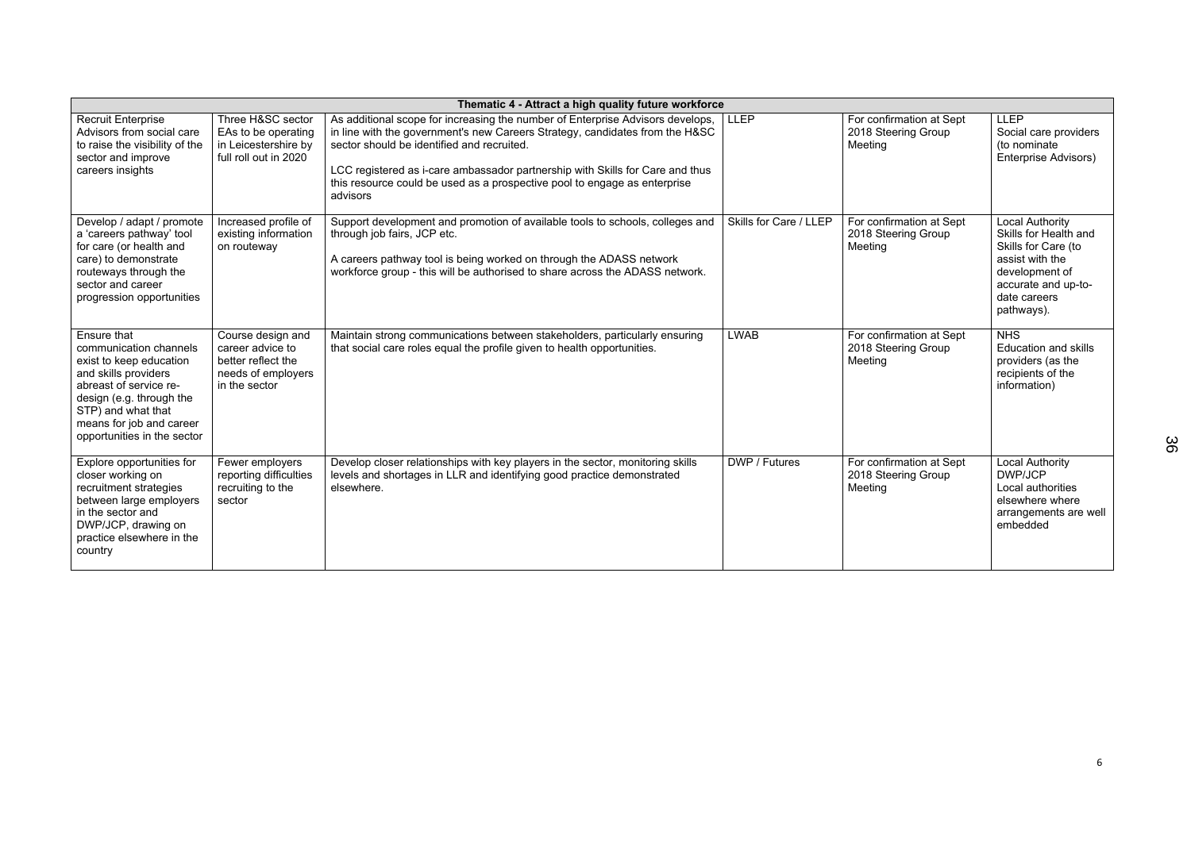| Thematic 4 - Attract a high quality future workforce | | | | | |
|---|---|---|---|---|---|
| Recruit Enterprise Advisors from social care to raise the visibility of the sector and improve careers insights | Three H&SC sector EAs to be operating in Leicestershire by full roll out in 2020 | As additional scope for increasing the number of Enterprise Advisors develops, in line with the government's new Careers Strategy, candidates from the H&SC sector should be identified and recruited.<br><br>LCC registered as i-care ambassador partnership with Skills for Care and thus this resource could be used as a prospective pool to engage as enterprise advisors | LLEP | For confirmation at Sept 2018 Steering Group Meeting | LLEP<br>Social care providers (to nominate Enterprise Advisors) |
| Develop / adapt / promote a 'careers pathway' tool for care (or health and care) to demonstrate routeways through the sector and career progression opportunities | Increased profile of existing information on routeway | Support development and promotion of available tools to schools, colleges and through job fairs, JCP etc.<br><br>A careers pathway tool is being worked on through the ADASS network workforce group - this will be authorised to share across the ADASS network. | Skills for Care / LLEP | For confirmation at Sept 2018 Steering Group Meeting | Local Authority<br>Skills for Health and Skills for Care (to assist with the development of accurate and up-to-date careers pathways). |
| Ensure that communication channels exist to keep education and skills providers abreast of service re-design (e.g. through the STP) and what that means for job and career opportunities in the sector | Course design and career advice to better reflect the needs of employers in the sector | Maintain strong communications between stakeholders, particularly ensuring that social care roles equal the profile given to health opportunities. | LWAB | For confirmation at Sept 2018 Steering Group Meeting | NHS<br>Education and skills providers (as the recipients of the information) |
| Explore opportunities for closer working on recruitment strategies between large employers in the sector and DWP/JCP, drawing on practice elsewhere in the country | Fewer employers reporting difficulties recruiting to the sector | Develop closer relationships with key players in the sector, monitoring skills levels and shortages in LLR and identifying good practice demonstrated elsewhere. | DWP / Futures | For confirmation at Sept 2018 Steering Group Meeting | Local Authority<br>DWP/JCP<br>Local authorities elsewhere where arrangements are well embedded |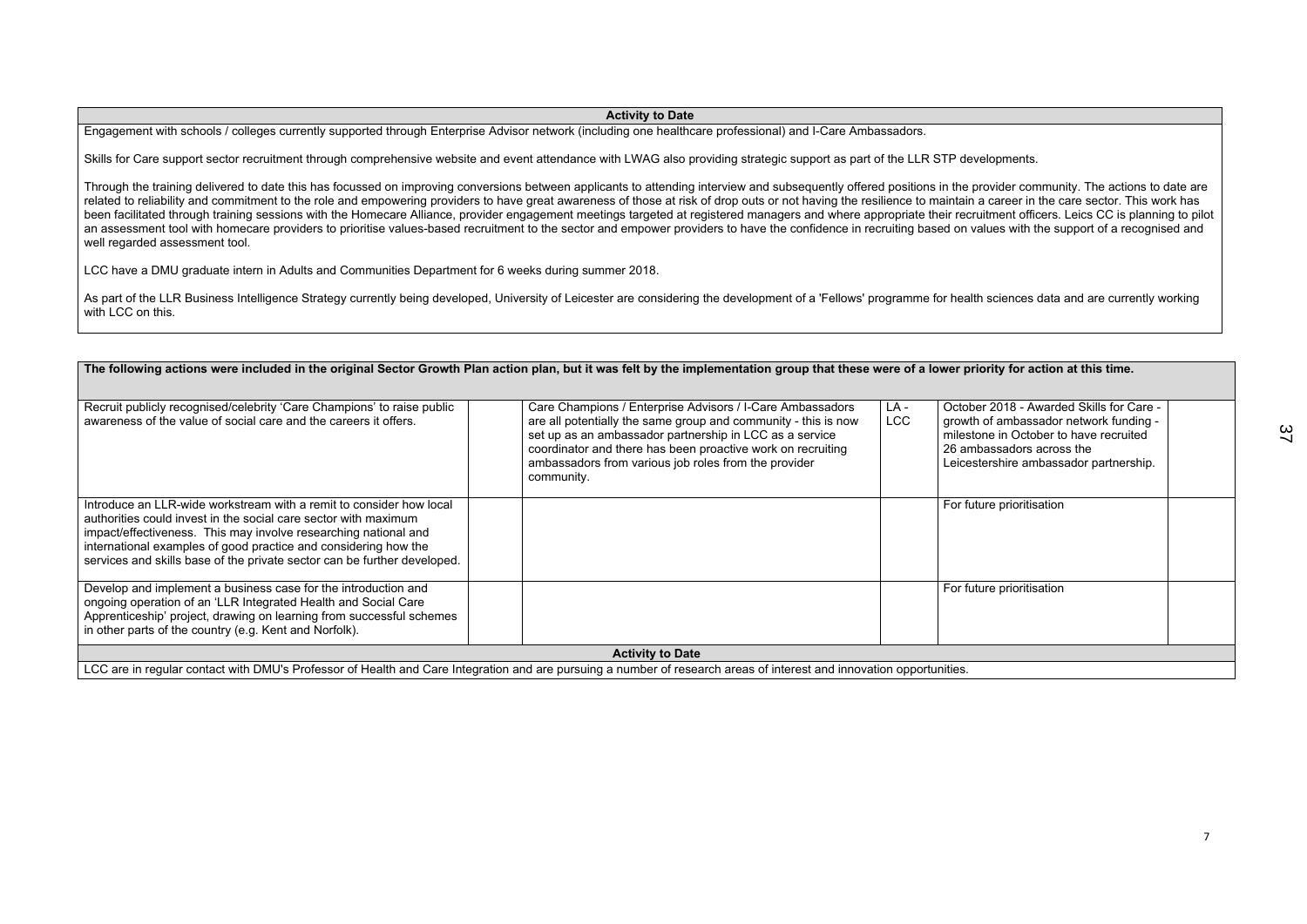| Activity to Date |
|---|
| Engagement with schools / colleges currently supported through Enterprise Advisor network (including one healthcare professional) and I-Care Ambassadors.<br><br>Skills for Care support sector recruitment through comprehensive website and event attendance with LWAG also providing strategic support as part of the LLR STP developments.<br><br>Through the training delivered to date this has focussed on improving conversions between applicants to attending interview and subsequently offered positions in the provider community. The actions to date are related to reliability and commitment to the role and empowering providers to have great awareness of those at risk of drop outs or not having the resilience to maintain a career in the care sector. This work has been facilitated through training sessions with the Homecare Alliance, provider engagement meetings targeted at registered managers and where appropriate their recruitment officers. Leics CC is planning to pilot an assessment tool with homecare providers to prioritise values-based recruitment to the sector and empower providers to have the confidence in recruiting based on values with the support of a recognised and well regarded assessment tool.<br><br>LCC have a DMU graduate intern in Adults and Communities Department for 6 weeks during summer 2018.<br><br>As part of the LLR Business Intelligence Strategy currently being developed, University of Leicester are considering the development of a 'Fellows' programme for health sciences data and are currently working with LCC on this. |

| **The following actions were included in the original Sector Growth Plan action plan, but it was felt by the implementation group that these were of a lower priority for action at this time.** | | | | | |
|---|---|---|---|---|---|
| Recruit publicly recognised/celebrity 'Care Champions' to raise public awareness of the value of social care and the careers it offers. | | Care Champions / Enterprise Advisors / I-Care Ambassadors are all potentially the same group and community - this is now set up as an ambassador partnership in LCC as a service coordinator and there has been proactive work on recruiting ambassadors from various job roles from the provider community. | LA - LCC | October 2018 - Awarded Skills for Care - growth of ambassador network funding - milestone in October to have recruited 26 ambassadors across the Leicestershire ambassador partnership. | |
| Introduce an LLR-wide workstream with a remit to consider how local authorities could invest in the social care sector with maximum impact/effectiveness. This may involve researching national and international examples of good practice and considering how the services and skills base of the private sector can be further developed. | | | | For future prioritisation | |
| Develop and implement a business case for the introduction and ongoing operation of an 'LLR Integrated Health and Social Care Apprenticeship' project, drawing on learning from successful schemes in other parts of the country (e.g. Kent and Norfolk). | | | | For future prioritisation | |
| **Activity to Date** | | | | | |
| LCC are in regular contact with DMU's Professor of Health and Care Integration and are pursuing a number of research areas of interest and innovation opportunities. | | | | | |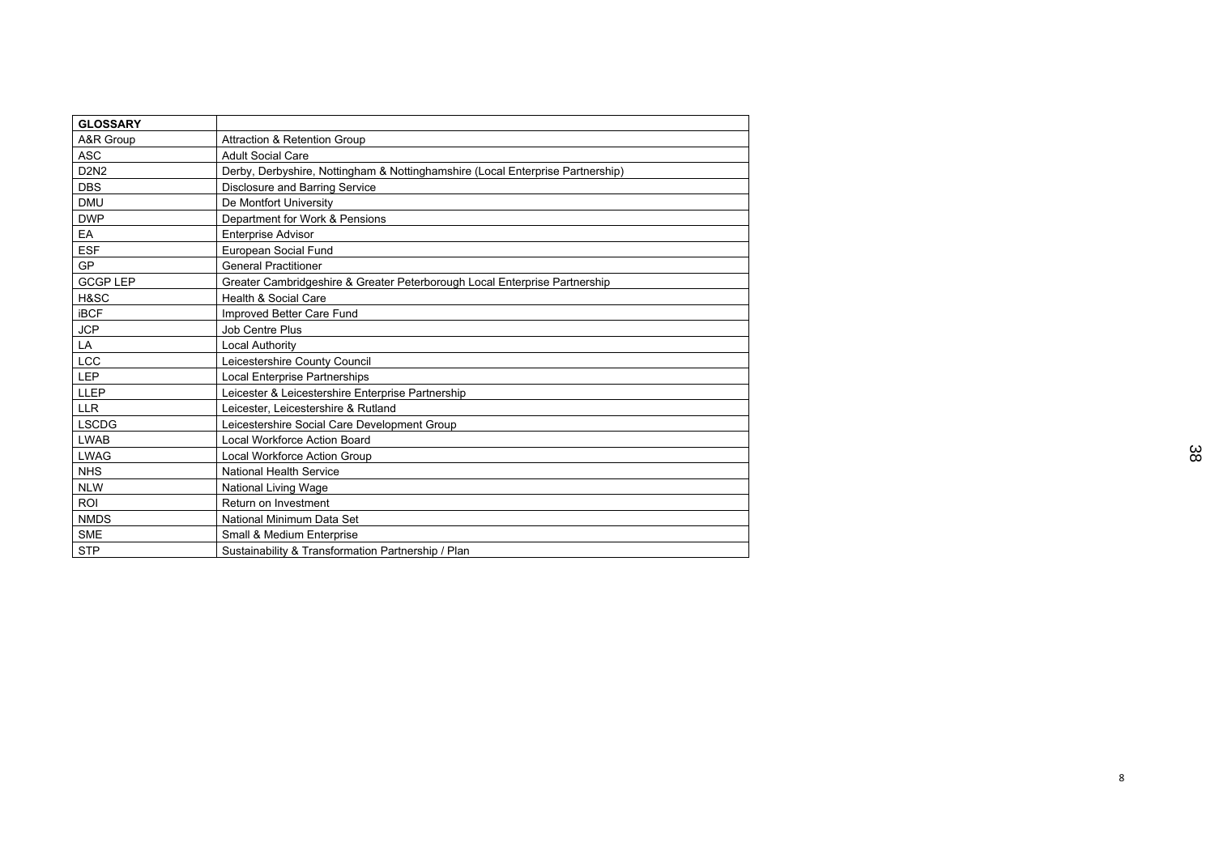| GLOSSARY | |
| --- | --- |
| A&R Group | Attraction & Retention Group |
| ASC | Adult Social Care |
| D2N2 | Derby, Derbyshire, Nottingham & Nottinghamshire (Local Enterprise Partnership) |
| DBS | Disclosure and Barring Service |
| DMU | De Montfort University |
| DWP | Department for Work & Pensions |
| EA | Enterprise Advisor |
| ESF | European Social Fund |
| GP | General Practitioner |
| GCGP LEP | Greater Cambridgeshire & Greater Peterborough Local Enterprise Partnership |
| H&SC | Health & Social Care |
| iBCF | Improved Better Care Fund |
| JCP | Job Centre Plus |
| LA | Local Authority |
| LCC | Leicestershire County Council |
| LEP | Local Enterprise Partnerships |
| LLEP | Leicester & Leicestershire Enterprise Partnership |
| LLR | Leicester, Leicestershire & Rutland |
| LSCDG | Leicestershire Social Care Development Group |
| LWAB | Local Workforce Action Board |
| LWAG | Local Workforce Action Group |
| NHS | National Health Service |
| NLW | National Living Wage |
| ROI | Return on Investment |
| NMDS | National Minimum Data Set |
| SME | Small & Medium Enterprise |
| STP | Sustainability & Transformation Partnership / Plan |